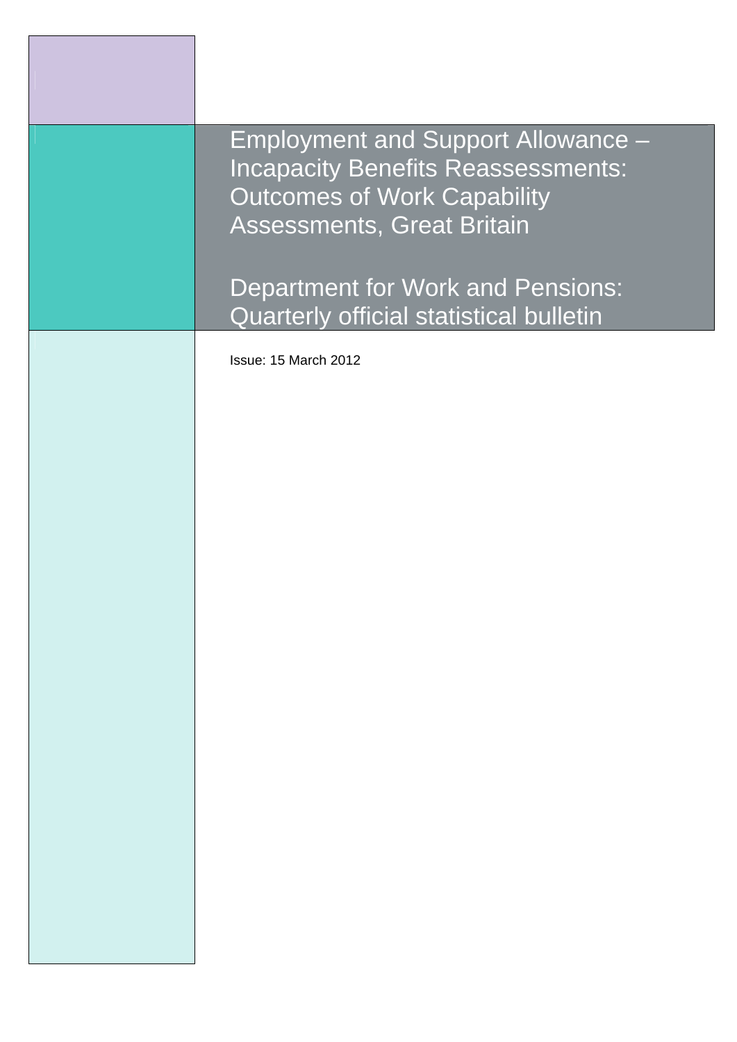# Employment and Support Allowance – Incapacity Benefits Reassessments: Outcomes of Work Capability Assessments, Great Britain

## Department for Work and Pensions: Quarterly official statistical bulletin

Issue: 15 March 2012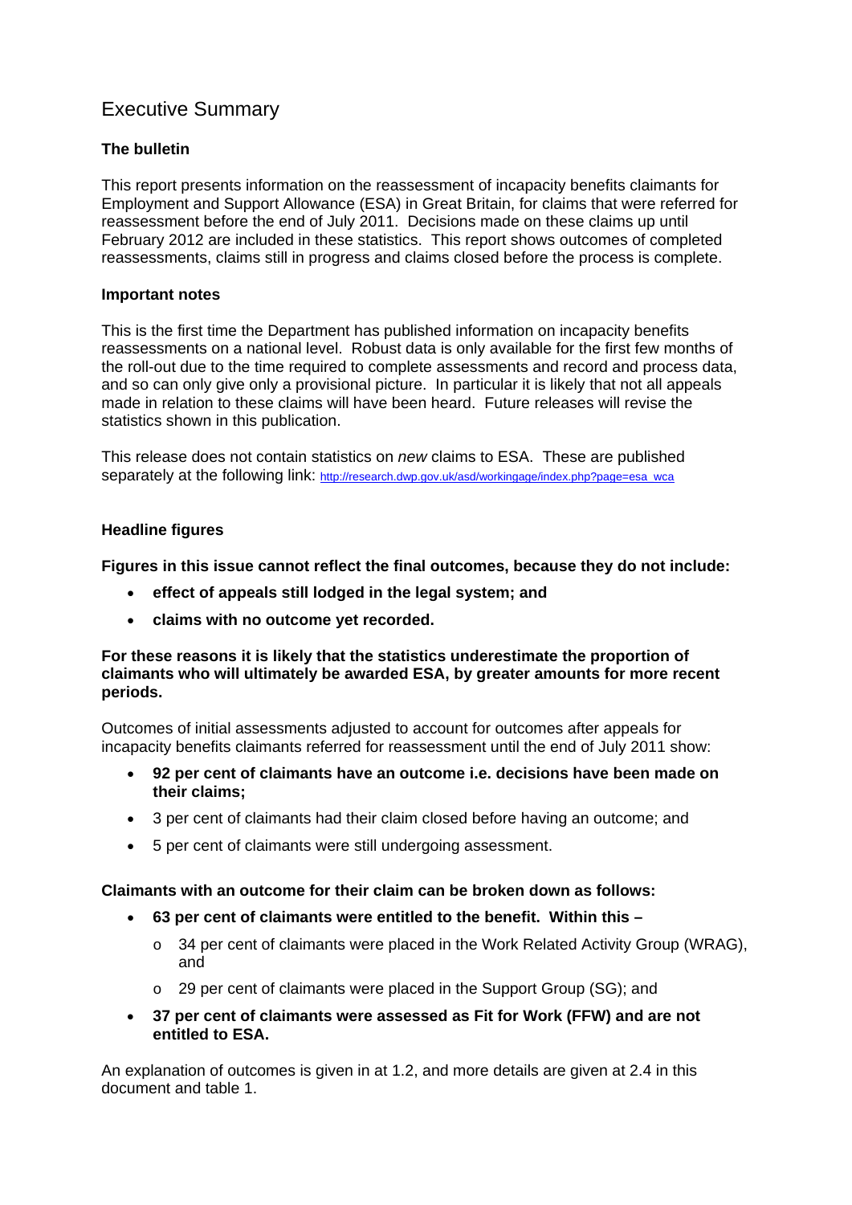# Executive Summary

### The bulletin

This report presents information on the reassessment of incapacity benefits claimants for Employment and Support Allowance (ESA) in Great Britain, for claims that were referred for reassessment before the end of July 2011. Decisions made on these claims up until February 2012 are included in these statistics. This report shows outcomes of completed reassessments, claims still in progress and claims closed before the process is complete.

### Important notes

This is the first time the Department has published information on incapacity benefits reassessments on a national level. Robust data is only available for the first few months of the roll-out due to the time required to complete assessments and record and process data, and so can only give only a provisional picture. In particular it is likely that not all appeals made in relation to these claims will have been heard. Future releases will revise the statistics shown in this publication.

This release does not contain statistics on *new* claims to ESA. These are published separately at the following link: http://research.dwp.gov.uk/asd/workingage/index.php?page=esa_wca

### Headline figures

**Figures in this issue cannot reflect the final outcomes, because they do not include:**

- **effect of appeals still lodged in the legal system; and**
- **claims with no outcome yet recorded.**

**For these reasons it is likely that the statistics underestimate the proportion of claimants who will ultimately be awarded ESA, by greater amounts for more recent periods.**

Outcomes of initial assessments adjusted to account for outcomes after appeals for incapacity benefits claimants referred for reassessment until the end of July 2011 show:

- **92 per cent of claimants have an outcome i.e. decisions have been made on their claims;**
- 3 per cent of claimants had their claim closed before having an outcome; and
- 5 per cent of claimants were still undergoing assessment.

**Claimants with an outcome for their claim can be broken down as follows:**

- **63 per cent of claimants were entitled to the benefit. Within this –**
  - 34 per cent of claimants were placed in the Work Related Activity Group (WRAG), and
  - 29 per cent of claimants were placed in the Support Group (SG); and
- **37 per cent of claimants were assessed as Fit for Work (FFW) and are not entitled to ESA.**

An explanation of outcomes is given in at 1.2, and more details are given at 2.4 in this document and table 1.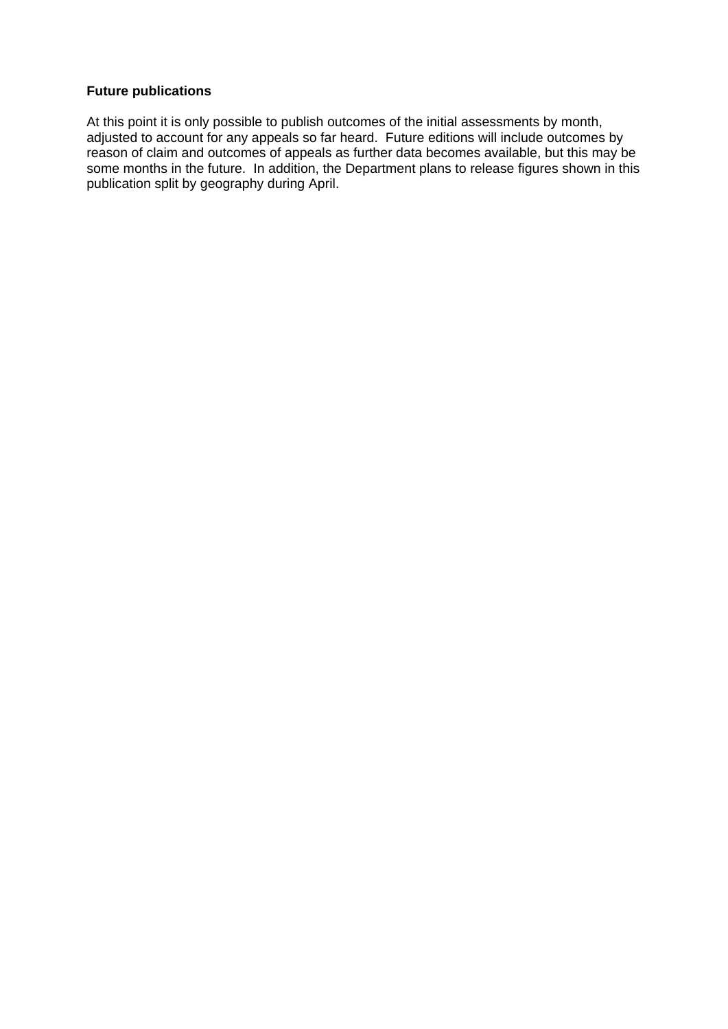**Future publications**

At this point it is only possible to publish outcomes of the initial assessments by month, adjusted to account for any appeals so far heard. Future editions will include outcomes by reason of claim and outcomes of appeals as further data becomes available, but this may be some months in the future. In addition, the Department plans to release figures shown in this publication split by geography during April.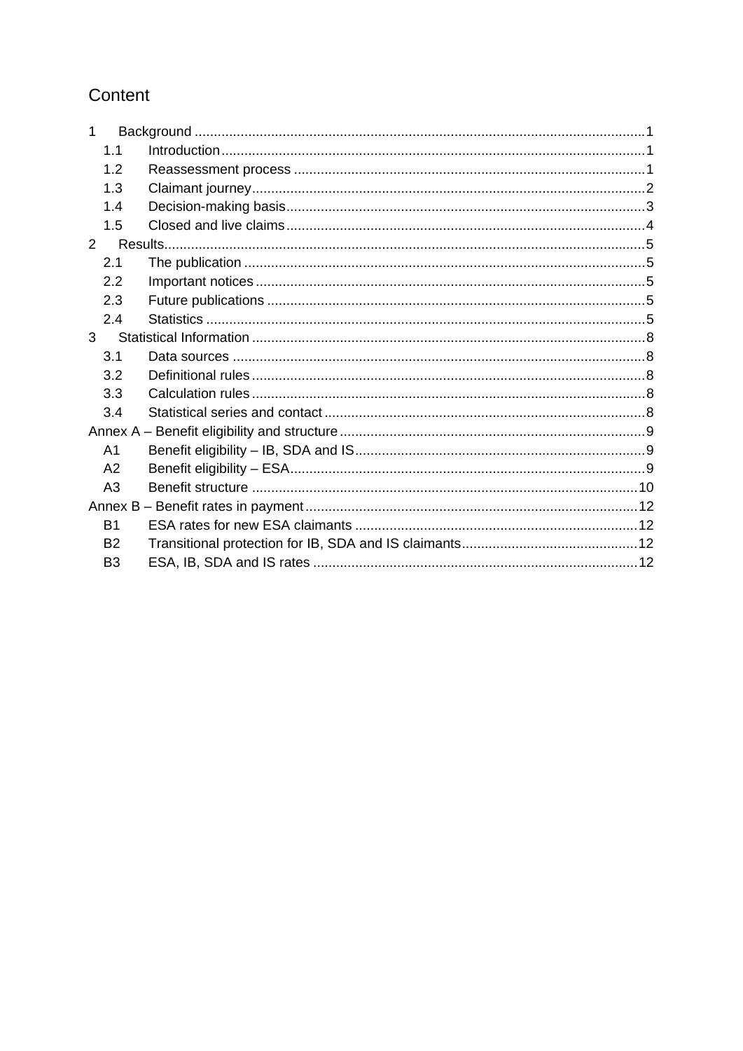# Content

- 1 Background ..... 1
  - 1.1 Introduction ..... 1
  - 1.2 Reassessment process ..... 1
  - 1.3 Claimant journey ..... 2
  - 1.4 Decision-making basis ..... 3
  - 1.5 Closed and live claims ..... 4
- 2 Results ..... 5
  - 2.1 The publication ..... 5
  - 2.2 Important notices ..... 5
  - 2.3 Future publications ..... 5
  - 2.4 Statistics ..... 5
- 3 Statistical Information ..... 8
  - 3.1 Data sources ..... 8
  - 3.2 Definitional rules ..... 8
  - 3.3 Calculation rules ..... 8
  - 3.4 Statistical series and contact ..... 8
- Annex A – Benefit eligibility and structure ..... 9
  - A1 Benefit eligibility – IB, SDA and IS ..... 9
  - A2 Benefit eligibility – ESA ..... 9
  - A3 Benefit structure ..... 10
- Annex B – Benefit rates in payment ..... 12
  - B1 ESA rates for new ESA claimants ..... 12
  - B2 Transitional protection for IB, SDA and IS claimants ..... 12
  - B3 ESA, IB, SDA and IS rates ..... 12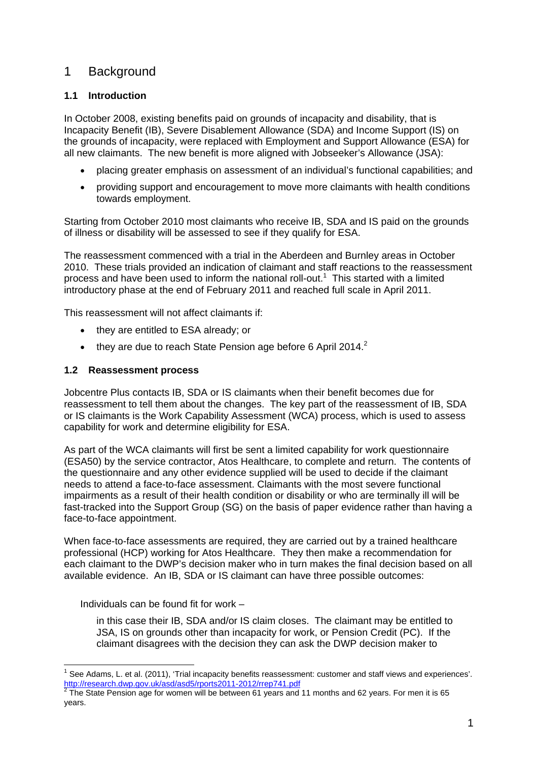# 1 Background

## 1.1 Introduction

In October 2008, existing benefits paid on grounds of incapacity and disability, that is Incapacity Benefit (IB), Severe Disablement Allowance (SDA) and Income Support (IS) on the grounds of incapacity, were replaced with Employment and Support Allowance (ESA) for all new claimants. The new benefit is more aligned with Jobseeker's Allowance (JSA):

- placing greater emphasis on assessment of an individual's functional capabilities; and
- providing support and encouragement to move more claimants with health conditions towards employment.

Starting from October 2010 most claimants who receive IB, SDA and IS paid on the grounds of illness or disability will be assessed to see if they qualify for ESA.

The reassessment commenced with a trial in the Aberdeen and Burnley areas in October 2010. These trials provided an indication of claimant and staff reactions to the reassessment process and have been used to inform the national roll-out.[1] This started with a limited introductory phase at the end of February 2011 and reached full scale in April 2011.

This reassessment will not affect claimants if:

- they are entitled to ESA already; or
- they are due to reach State Pension age before 6 April 2014.[2]

## 1.2 Reassessment process

Jobcentre Plus contacts IB, SDA or IS claimants when their benefit becomes due for reassessment to tell them about the changes. The key part of the reassessment of IB, SDA or IS claimants is the Work Capability Assessment (WCA) process, which is used to assess capability for work and determine eligibility for ESA.

As part of the WCA claimants will first be sent a limited capability for work questionnaire (ESA50) by the service contractor, Atos Healthcare, to complete and return. The contents of the questionnaire and any other evidence supplied will be used to decide if the claimant needs to attend a face-to-face assessment. Claimants with the most severe functional impairments as a result of their health condition or disability or who are terminally ill will be fast-tracked into the Support Group (SG) on the basis of paper evidence rather than having a face-to-face appointment.

When face-to-face assessments are required, they are carried out by a trained healthcare professional (HCP) working for Atos Healthcare. They then make a recommendation for each claimant to the DWP's decision maker who in turn makes the final decision based on all available evidence. An IB, SDA or IS claimant can have three possible outcomes:

Individuals can be found fit for work –

in this case their IB, SDA and/or IS claim closes. The claimant may be entitled to JSA, IS on grounds other than incapacity for work, or Pension Credit (PC). If the claimant disagrees with the decision they can ask the DWP decision maker to

---

[1] See Adams, L. et al. (2011), 'Trial incapacity benefits reassessment: customer and staff views and experiences'. http://research.dwp.gov.uk/asd/asd5/rports2011-2012/rrep741.pdf

[2] The State Pension age for women will be between 61 years and 11 months and 62 years. For men it is 65 years.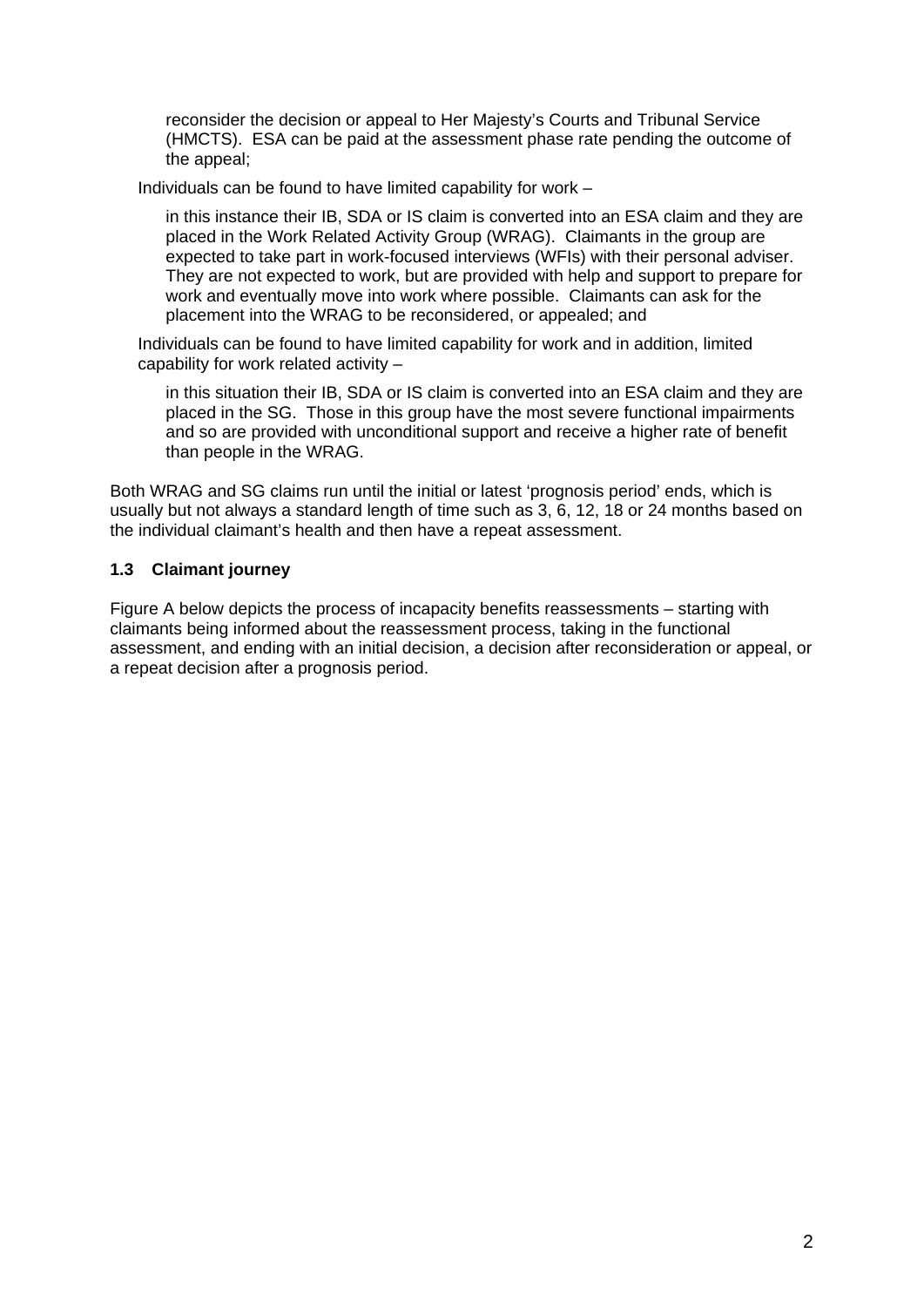reconsider the decision or appeal to Her Majesty's Courts and Tribunal Service (HMCTS). ESA can be paid at the assessment phase rate pending the outcome of the appeal;

Individuals can be found to have limited capability for work –

in this instance their IB, SDA or IS claim is converted into an ESA claim and they are placed in the Work Related Activity Group (WRAG). Claimants in the group are expected to take part in work-focused interviews (WFIs) with their personal adviser. They are not expected to work, but are provided with help and support to prepare for work and eventually move into work where possible. Claimants can ask for the placement into the WRAG to be reconsidered, or appealed; and

Individuals can be found to have limited capability for work and in addition, limited capability for work related activity –

in this situation their IB, SDA or IS claim is converted into an ESA claim and they are placed in the SG. Those in this group have the most severe functional impairments and so are provided with unconditional support and receive a higher rate of benefit than people in the WRAG.

Both WRAG and SG claims run until the initial or latest 'prognosis period' ends, which is usually but not always a standard length of time such as 3, 6, 12, 18 or 24 months based on the individual claimant's health and then have a repeat assessment.

### 1.3 Claimant journey

Figure A below depicts the process of incapacity benefits reassessments – starting with claimants being informed about the reassessment process, taking in the functional assessment, and ending with an initial decision, a decision after reconsideration or appeal, or a repeat decision after a prognosis period.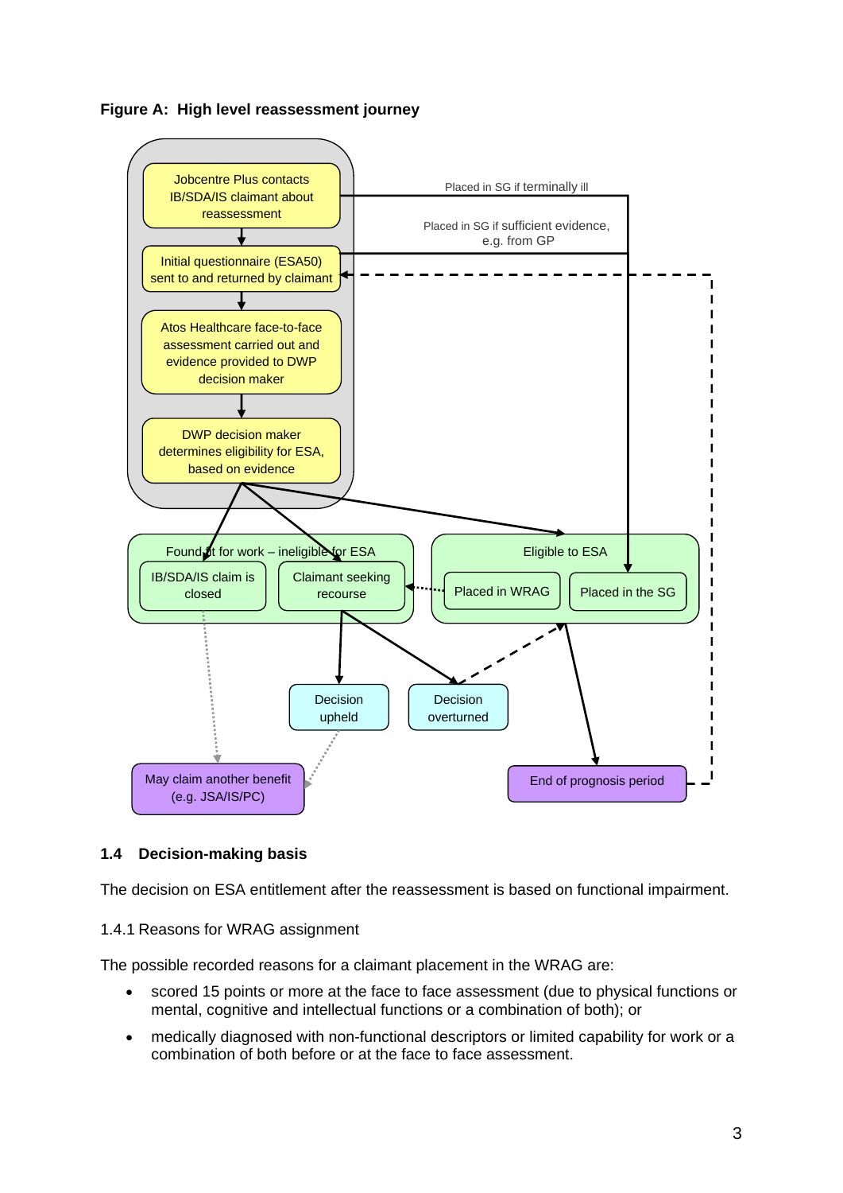**Figure A: High level reassessment journey**

Jobcentre Plus contacts IB/SDA/IS claimant about reassessment

Initial questionnaire (ESA50) sent to and returned by claimant

Atos Healthcare face-to-face assessment carried out and evidence provided to DWP decision maker

DWP decision maker determines eligibility for ESA, based on evidence

Placed in SG if terminally ill

Placed in SG if sufficient evidence, e.g. from GP

Found fit for work – ineligible for ESA

- IB/SDA/IS claim is closed
- Claimant seeking recourse

Eligible to ESA

- Placed in WRAG
- Placed in the SG

Decision upheld

Decision overturned

May claim another benefit (e.g. JSA/IS/PC)

End of prognosis period

### 1.4 Decision-making basis

The decision on ESA entitlement after the reassessment is based on functional impairment.

1.4.1 Reasons for WRAG assignment

The possible recorded reasons for a claimant placement in the WRAG are:

- scored 15 points or more at the face to face assessment (due to physical functions or mental, cognitive and intellectual functions or a combination of both); or
- medically diagnosed with non-functional descriptors or limited capability for work or a combination of both before or at the face to face assessment.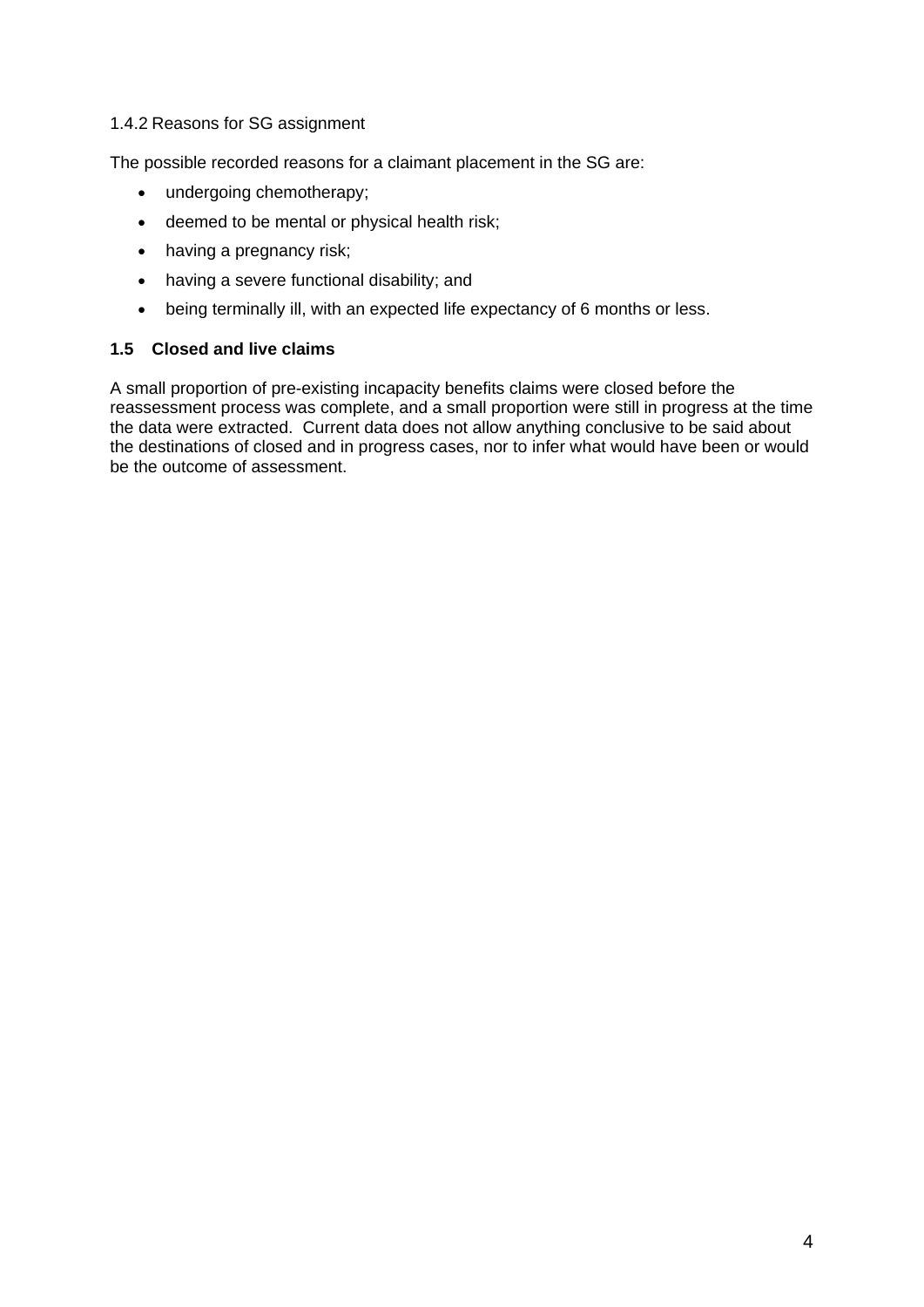#### 1.4.2 Reasons for SG assignment

The possible recorded reasons for a claimant placement in the SG are:

- undergoing chemotherapy;
- deemed to be mental or physical health risk;
- having a pregnancy risk;
- having a severe functional disability; and
- being terminally ill, with an expected life expectancy of 6 months or less.

### 1.5 Closed and live claims

A small proportion of pre-existing incapacity benefits claims were closed before the reassessment process was complete, and a small proportion were still in progress at the time the data were extracted. Current data does not allow anything conclusive to be said about the destinations of closed and in progress cases, nor to infer what would have been or would be the outcome of assessment.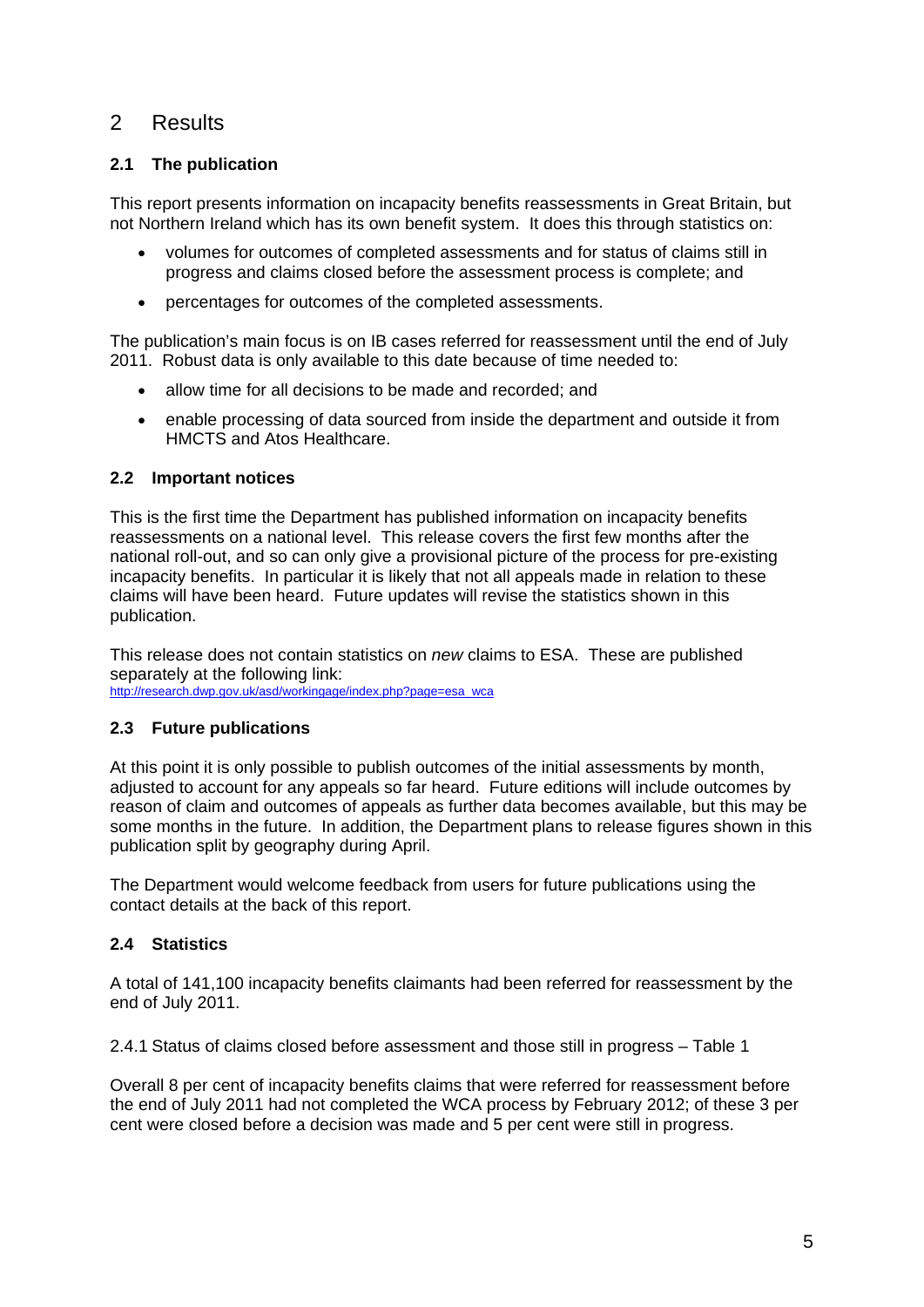## 2 Results

### 2.1 The publication

This report presents information on incapacity benefits reassessments in Great Britain, but not Northern Ireland which has its own benefit system. It does this through statistics on:

- volumes for outcomes of completed assessments and for status of claims still in progress and claims closed before the assessment process is complete; and
- percentages for outcomes of the completed assessments.

The publication's main focus is on IB cases referred for reassessment until the end of July 2011. Robust data is only available to this date because of time needed to:

- allow time for all decisions to be made and recorded; and
- enable processing of data sourced from inside the department and outside it from HMCTS and Atos Healthcare.

### 2.2 Important notices

This is the first time the Department has published information on incapacity benefits reassessments on a national level. This release covers the first few months after the national roll-out, and so can only give a provisional picture of the process for pre-existing incapacity benefits. In particular it is likely that not all appeals made in relation to these claims will have been heard. Future updates will revise the statistics shown in this publication.

This release does not contain statistics on *new* claims to ESA. These are published separately at the following link:
http://research.dwp.gov.uk/asd/workingage/index.php?page=esa_wca

### 2.3 Future publications

At this point it is only possible to publish outcomes of the initial assessments by month, adjusted to account for any appeals so far heard. Future editions will include outcomes by reason of claim and outcomes of appeals as further data becomes available, but this may be some months in the future. In addition, the Department plans to release figures shown in this publication split by geography during April.

The Department would welcome feedback from users for future publications using the contact details at the back of this report.

### 2.4 Statistics

A total of 141,100 incapacity benefits claimants had been referred for reassessment by the end of July 2011.

2.4.1 Status of claims closed before assessment and those still in progress – Table 1

Overall 8 per cent of incapacity benefits claims that were referred for reassessment before the end of July 2011 had not completed the WCA process by February 2012; of these 3 per cent were closed before a decision was made and 5 per cent were still in progress.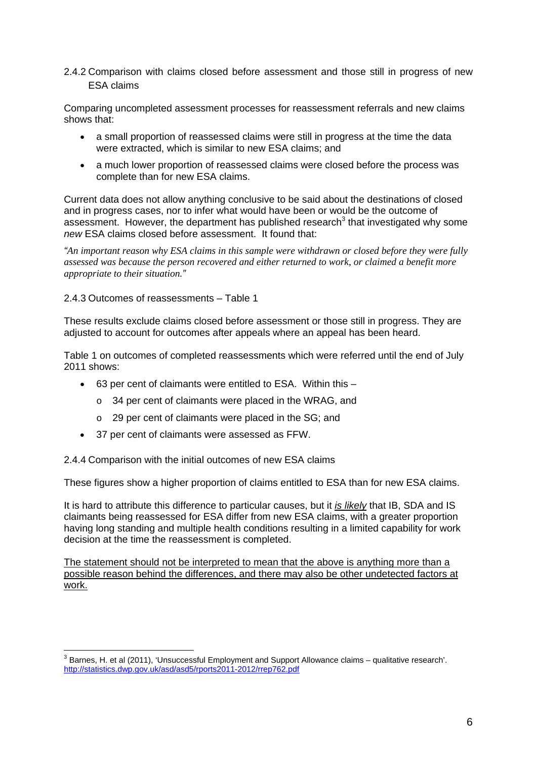### 2.4.2 Comparison with claims closed before assessment and those still in progress of new ESA claims

Comparing uncompleted assessment processes for reassessment referrals and new claims shows that:

- a small proportion of reassessed claims were still in progress at the time the data were extracted, which is similar to new ESA claims; and
- a much lower proportion of reassessed claims were closed before the process was complete than for new ESA claims.

Current data does not allow anything conclusive to be said about the destinations of closed and in progress cases, nor to infer what would have been or would be the outcome of assessment. However, the department has published research[3] that investigated why some *new* ESA claims closed before assessment. It found that:

*"An important reason why ESA claims in this sample were withdrawn or closed before they were fully assessed was because the person recovered and either returned to work, or claimed a benefit more appropriate to their situation."*

### 2.4.3 Outcomes of reassessments – Table 1

These results exclude claims closed before assessment or those still in progress. They are adjusted to account for outcomes after appeals where an appeal has been heard.

Table 1 on outcomes of completed reassessments which were referred until the end of July 2011 shows:

- 63 per cent of claimants were entitled to ESA. Within this –
  - 34 per cent of claimants were placed in the WRAG, and
  - 29 per cent of claimants were placed in the SG; and
- 37 per cent of claimants were assessed as FFW.

### 2.4.4 Comparison with the initial outcomes of new ESA claims

These figures show a higher proportion of claims entitled to ESA than for new ESA claims.

It is hard to attribute this difference to particular causes, but it *is likely* that IB, SDA and IS claimants being reassessed for ESA differ from new ESA claims, with a greater proportion having long standing and multiple health conditions resulting in a limited capability for work decision at the time the reassessment is completed.

The statement should not be interpreted to mean that the above is anything more than a possible reason behind the differences, and there may also be other undetected factors at work.

---

[3] Barnes, H. et al (2011), 'Unsuccessful Employment and Support Allowance claims – qualitative research'. http://statistics.dwp.gov.uk/asd/asd5/rports2011-2012/rrep762.pdf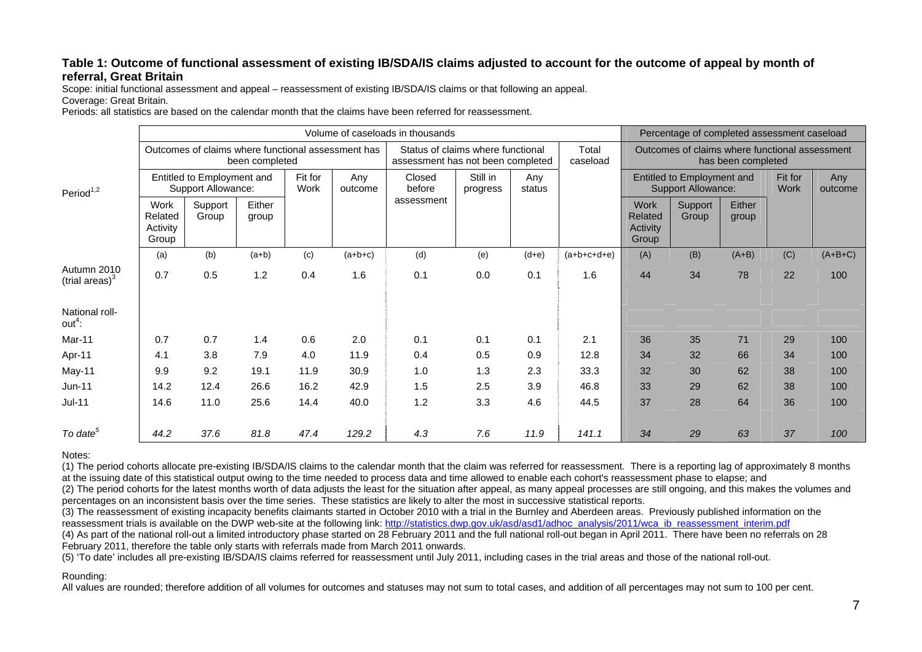### Table 1: Outcome of functional assessment of existing IB/SDA/IS claims adjusted to account for the outcome of appeal by month of referral, Great Britain

Scope: initial functional assessment and appeal – reassessment of existing IB/SDA/IS claims or that following an appeal.
Coverage: Great Britain.
Periods: all statistics are based on the calendar month that the claims have been referred for reassessment.

| Period[1,2] | Volume of caseloads in thousands | | | | | | | | | Percentage of completed assessment caseload | | | | |
|---|---|---|---|---|---|---|---|---|---|---|---|---|---|---|
| | Outcomes of claims where functional assessment has been completed | | | | | Status of claims where functional assessment has not been completed | | | Total caseload | Outcomes of claims where functional assessment has been completed | | | | |
| | Entitled to Employment and Support Allowance: | | | Fit for Work | Any outcome | Closed before assessment | Still in progress | Any status | | Entitled to Employment and Support Allowance: | | | Fit for Work | Any outcome |
| | Work Related Activity Group | Support Group | Either group | | | | | | | Work Related Activity Group | Support Group | Either group | | |
| | (a) | (b) | (a+b) | (c) | (a+b+c) | (d) | (e) | (d+e) | (a+b+c+d+e) | (A) | (B) | (A+B) | (C) | (A+B+C) |
| Autumn 2010 (trial areas)[3] | 0.7 | 0.5 | 1.2 | 0.4 | 1.6 | 0.1 | 0.0 | 0.1 | 1.6 | 44 | 34 | 78 | 22 | 100 |
| National roll-out[4]: | | | | | | | | | | | | | | |
| Mar-11 | 0.7 | 0.7 | 1.4 | 0.6 | 2.0 | 0.1 | 0.1 | 0.1 | 2.1 | 36 | 35 | 71 | 29 | 100 |
| Apr-11 | 4.1 | 3.8 | 7.9 | 4.0 | 11.9 | 0.4 | 0.5 | 0.9 | 12.8 | 34 | 32 | 66 | 34 | 100 |
| May-11 | 9.9 | 9.2 | 19.1 | 11.9 | 30.9 | 1.0 | 1.3 | 2.3 | 33.3 | 32 | 30 | 62 | 38 | 100 |
| Jun-11 | 14.2 | 12.4 | 26.6 | 16.2 | 42.9 | 1.5 | 2.5 | 3.9 | 46.8 | 33 | 29 | 62 | 38 | 100 |
| Jul-11 | 14.6 | 11.0 | 25.6 | 14.4 | 40.0 | 1.2 | 3.3 | 4.6 | 44.5 | 37 | 28 | 64 | 36 | 100 |
| *To date[5]* | *44.2* | *37.6* | *81.8* | *47.4* | *129.2* | *4.3* | *7.6* | *11.9* | *141.1* | *34* | *29* | *63* | *37* | *100* |

Notes:

(1) The period cohorts allocate pre-existing IB/SDA/IS claims to the calendar month that the claim was referred for reassessment. There is a reporting lag of approximately 8 months at the issuing date of this statistical output owing to the time needed to process data and time allowed to enable each cohort's reassessment phase to elapse; and

(2) The period cohorts for the latest months worth of data adjusts the least for the situation after appeal, as many appeal processes are still ongoing, and this makes the volumes and percentages on an inconsistent basis over the time series. These statistics are likely to alter the most in successive statistical reports.

(3) The reassessment of existing incapacity benefits claimants started in October 2010 with a trial in the Burnley and Aberdeen areas. Previously published information on the reassessment trials is available on the DWP web-site at the following link: http://statistics.dwp.gov.uk/asd/asd1/adhoc_analysis/2011/wca_ib_reassessment_interim.pdf

(4) As part of the national roll-out a limited introductory phase started on 28 February 2011 and the full national roll-out began in April 2011. There have been no referrals on 28 February 2011, therefore the table only starts with referrals made from March 2011 onwards.

(5) 'To date' includes all pre-existing IB/SDA/IS claims referred for reassessment until July 2011, including cases in the trial areas and those of the national roll-out.

Rounding:

All values are rounded; therefore addition of all volumes for outcomes and statuses may not sum to total cases, and addition of all percentages may not sum to 100 per cent.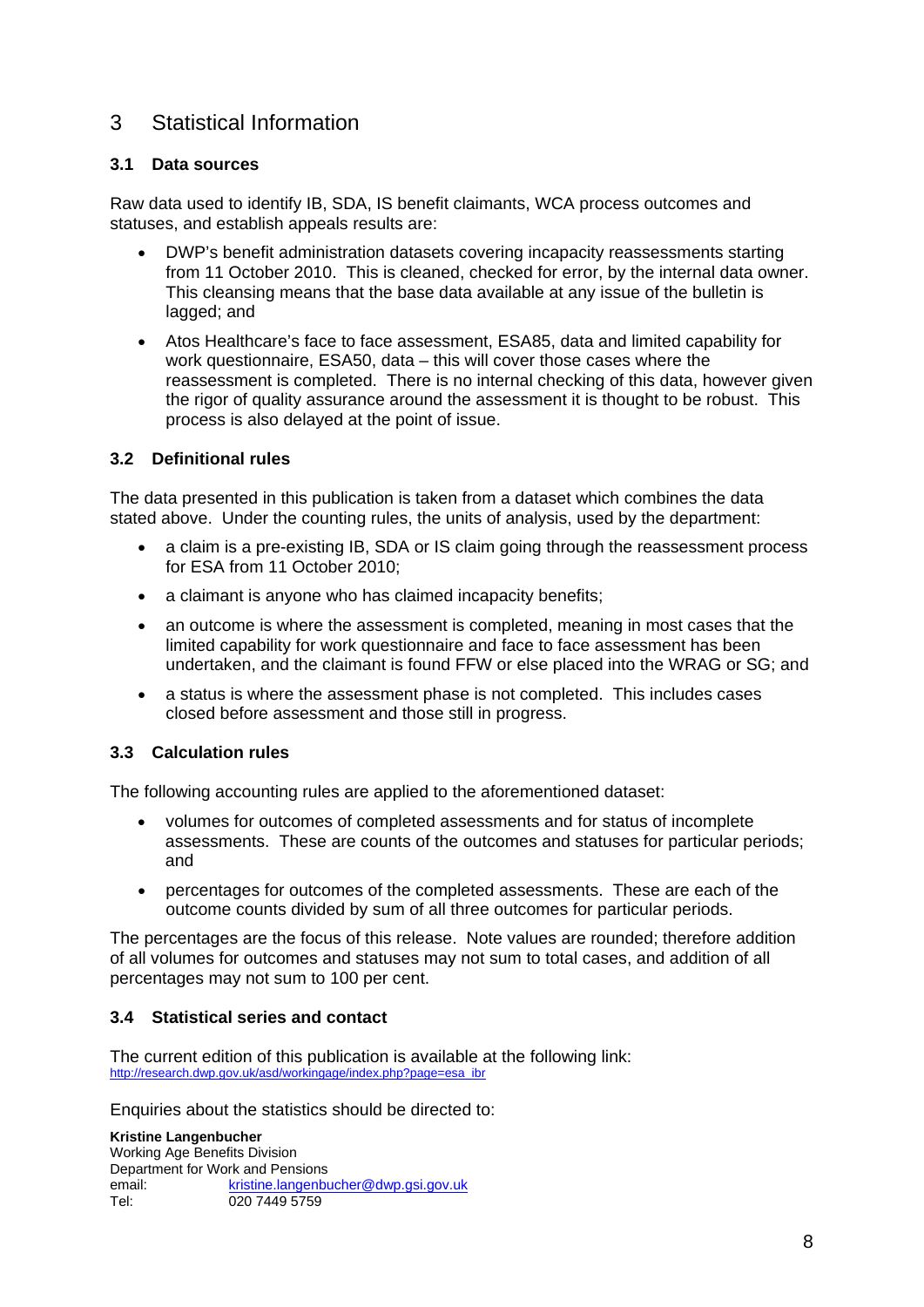# 3 Statistical Information

## 3.1 Data sources

Raw data used to identify IB, SDA, IS benefit claimants, WCA process outcomes and statuses, and establish appeals results are:

- DWP's benefit administration datasets covering incapacity reassessments starting from 11 October 2010. This is cleaned, checked for error, by the internal data owner. This cleansing means that the base data available at any issue of the bulletin is lagged; and
- Atos Healthcare's face to face assessment, ESA85, data and limited capability for work questionnaire, ESA50, data – this will cover those cases where the reassessment is completed. There is no internal checking of this data, however given the rigor of quality assurance around the assessment it is thought to be robust. This process is also delayed at the point of issue.

## 3.2 Definitional rules

The data presented in this publication is taken from a dataset which combines the data stated above. Under the counting rules, the units of analysis, used by the department:

- a claim is a pre-existing IB, SDA or IS claim going through the reassessment process for ESA from 11 October 2010;
- a claimant is anyone who has claimed incapacity benefits;
- an outcome is where the assessment is completed, meaning in most cases that the limited capability for work questionnaire and face to face assessment has been undertaken, and the claimant is found FFW or else placed into the WRAG or SG; and
- a status is where the assessment phase is not completed. This includes cases closed before assessment and those still in progress.

## 3.3 Calculation rules

The following accounting rules are applied to the aforementioned dataset:

- volumes for outcomes of completed assessments and for status of incomplete assessments. These are counts of the outcomes and statuses for particular periods; and
- percentages for outcomes of the completed assessments. These are each of the outcome counts divided by sum of all three outcomes for particular periods.

The percentages are the focus of this release. Note values are rounded; therefore addition of all volumes for outcomes and statuses may not sum to total cases, and addition of all percentages may not sum to 100 per cent.

## 3.4 Statistical series and contact

The current edition of this publication is available at the following link:
http://research.dwp.gov.uk/asd/workingage/index.php?page=esa_ibr

Enquiries about the statistics should be directed to:

**Kristine Langenbucher**
Working Age Benefits Division
Department for Work and Pensions
email: kristine.langenbucher@dwp.gsi.gov.uk
Tel: 020 7449 5759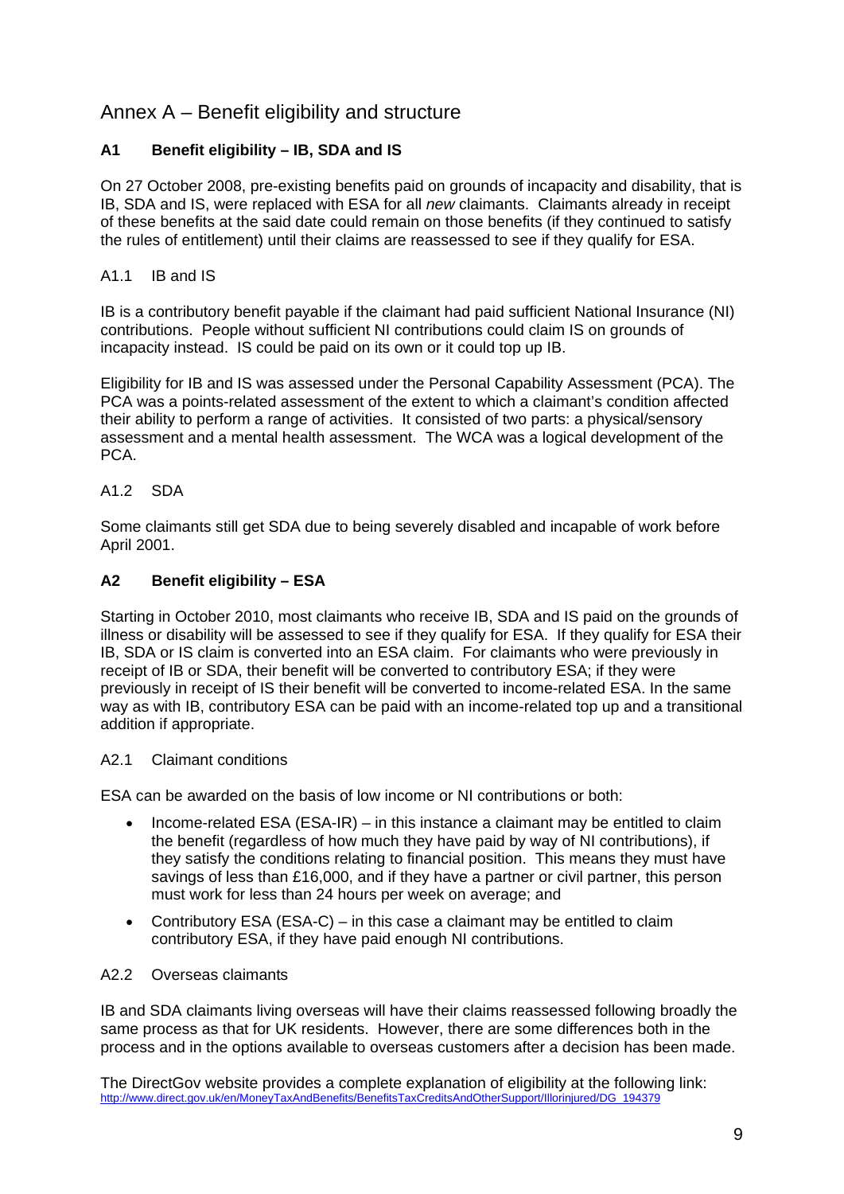# Annex A – Benefit eligibility and structure

## A1 Benefit eligibility – IB, SDA and IS

On 27 October 2008, pre-existing benefits paid on grounds of incapacity and disability, that is IB, SDA and IS, were replaced with ESA for all *new* claimants. Claimants already in receipt of these benefits at the said date could remain on those benefits (if they continued to satisfy the rules of entitlement) until their claims are reassessed to see if they qualify for ESA.

### A1.1 IB and IS

IB is a contributory benefit payable if the claimant had paid sufficient National Insurance (NI) contributions. People without sufficient NI contributions could claim IS on grounds of incapacity instead. IS could be paid on its own or it could top up IB.

Eligibility for IB and IS was assessed under the Personal Capability Assessment (PCA). The PCA was a points-related assessment of the extent to which a claimant's condition affected their ability to perform a range of activities. It consisted of two parts: a physical/sensory assessment and a mental health assessment. The WCA was a logical development of the PCA.

### A1.2 SDA

Some claimants still get SDA due to being severely disabled and incapable of work before April 2001.

## A2 Benefit eligibility – ESA

Starting in October 2010, most claimants who receive IB, SDA and IS paid on the grounds of illness or disability will be assessed to see if they qualify for ESA. If they qualify for ESA their IB, SDA or IS claim is converted into an ESA claim. For claimants who were previously in receipt of IB or SDA, their benefit will be converted to contributory ESA; if they were previously in receipt of IS their benefit will be converted to income-related ESA. In the same way as with IB, contributory ESA can be paid with an income-related top up and a transitional addition if appropriate.

### A2.1 Claimant conditions

ESA can be awarded on the basis of low income or NI contributions or both:

- Income-related ESA (ESA-IR) – in this instance a claimant may be entitled to claim the benefit (regardless of how much they have paid by way of NI contributions), if they satisfy the conditions relating to financial position. This means they must have savings of less than £16,000, and if they have a partner or civil partner, this person must work for less than 24 hours per week on average; and
- Contributory ESA (ESA-C) – in this case a claimant may be entitled to claim contributory ESA, if they have paid enough NI contributions.

### A2.2 Overseas claimants

IB and SDA claimants living overseas will have their claims reassessed following broadly the same process as that for UK residents. However, there are some differences both in the process and in the options available to overseas customers after a decision has been made.

The DirectGov website provides a complete explanation of eligibility at the following link: http://www.direct.gov.uk/en/MoneyTaxAndBenefits/BenefitsTaxCreditsAndOtherSupport/Illorinjured/DG_194379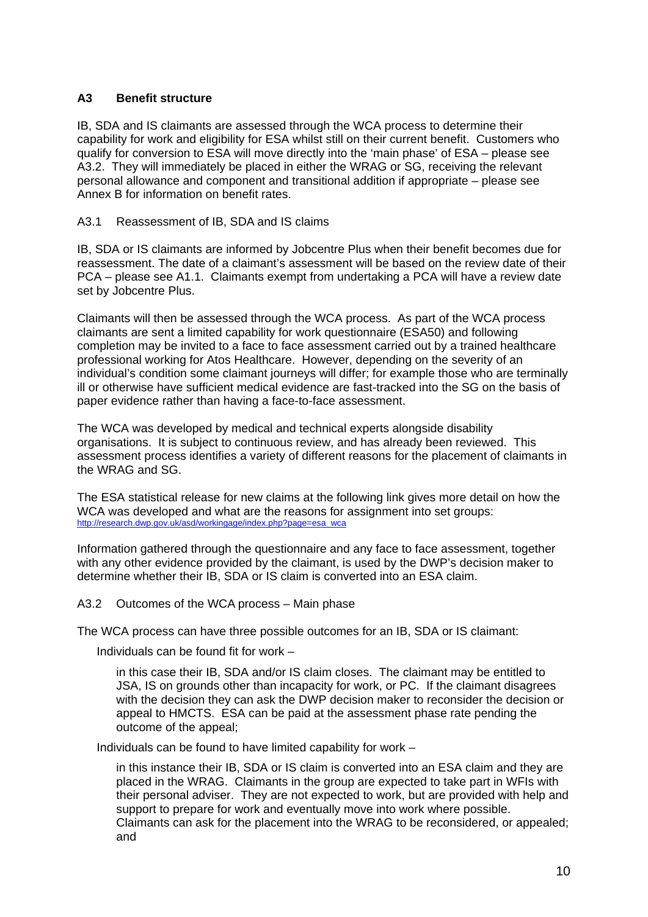## A3 Benefit structure

IB, SDA and IS claimants are assessed through the WCA process to determine their capability for work and eligibility for ESA whilst still on their current benefit. Customers who qualify for conversion to ESA will move directly into the 'main phase' of ESA – please see A3.2. They will immediately be placed in either the WRAG or SG, receiving the relevant personal allowance and component and transitional addition if appropriate – please see Annex B for information on benefit rates.

### A3.1 Reassessment of IB, SDA and IS claims

IB, SDA or IS claimants are informed by Jobcentre Plus when their benefit becomes due for reassessment. The date of a claimant's assessment will be based on the review date of their PCA – please see A1.1. Claimants exempt from undertaking a PCA will have a review date set by Jobcentre Plus.

Claimants will then be assessed through the WCA process. As part of the WCA process claimants are sent a limited capability for work questionnaire (ESA50) and following completion may be invited to a face to face assessment carried out by a trained healthcare professional working for Atos Healthcare. However, depending on the severity of an individual's condition some claimant journeys will differ; for example those who are terminally ill or otherwise have sufficient medical evidence are fast-tracked into the SG on the basis of paper evidence rather than having a face-to-face assessment.

The WCA was developed by medical and technical experts alongside disability organisations. It is subject to continuous review, and has already been reviewed. This assessment process identifies a variety of different reasons for the placement of claimants in the WRAG and SG.

The ESA statistical release for new claims at the following link gives more detail on how the WCA was developed and what are the reasons for assignment into set groups:
http://research.dwp.gov.uk/asd/workingage/index.php?page=esa_wca

Information gathered through the questionnaire and any face to face assessment, together with any other evidence provided by the claimant, is used by the DWP's decision maker to determine whether their IB, SDA or IS claim is converted into an ESA claim.

### A3.2 Outcomes of the WCA process – Main phase

The WCA process can have three possible outcomes for an IB, SDA or IS claimant:

Individuals can be found fit for work –

> in this case their IB, SDA and/or IS claim closes. The claimant may be entitled to JSA, IS on grounds other than incapacity for work, or PC. If the claimant disagrees with the decision they can ask the DWP decision maker to reconsider the decision or appeal to HMCTS. ESA can be paid at the assessment phase rate pending the outcome of the appeal;

Individuals can be found to have limited capability for work –

> in this instance their IB, SDA or IS claim is converted into an ESA claim and they are placed in the WRAG. Claimants in the group are expected to take part in WFIs with their personal adviser. They are not expected to work, but are provided with help and support to prepare for work and eventually move into work where possible. Claimants can ask for the placement into the WRAG to be reconsidered, or appealed; and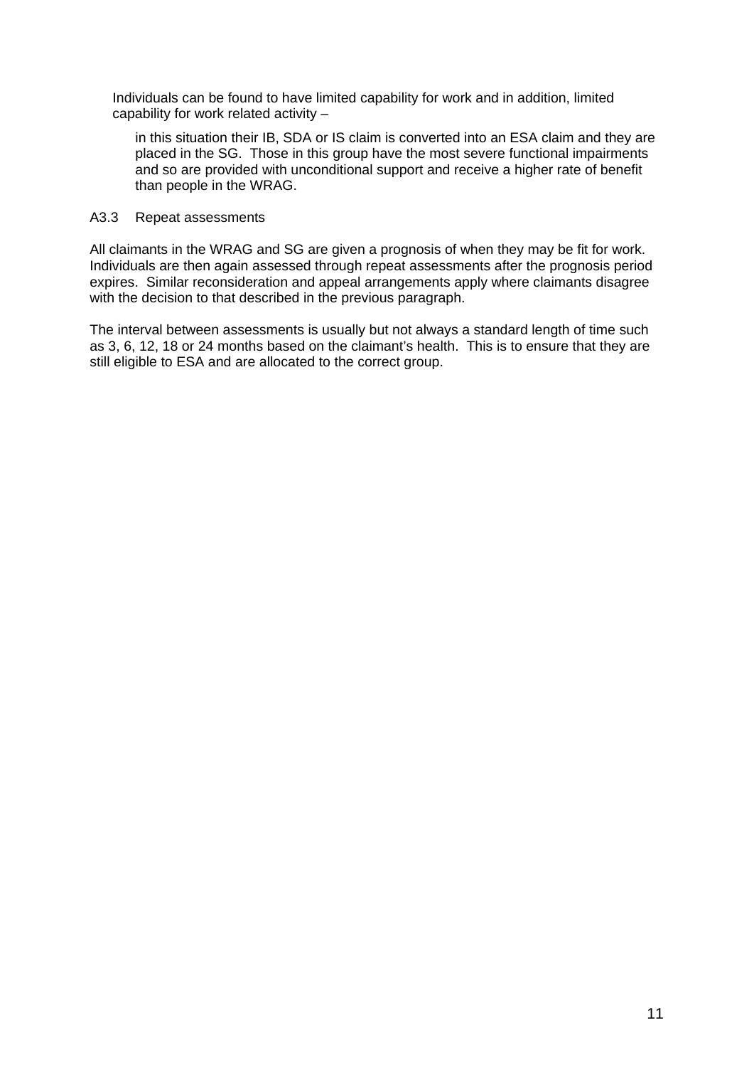Individuals can be found to have limited capability for work and in addition, limited capability for work related activity –

> in this situation their IB, SDA or IS claim is converted into an ESA claim and they are placed in the SG. Those in this group have the most severe functional impairments and so are provided with unconditional support and receive a higher rate of benefit than people in the WRAG.

### A3.3 Repeat assessments

All claimants in the WRAG and SG are given a prognosis of when they may be fit for work. Individuals are then again assessed through repeat assessments after the prognosis period expires. Similar reconsideration and appeal arrangements apply where claimants disagree with the decision to that described in the previous paragraph.

The interval between assessments is usually but not always a standard length of time such as 3, 6, 12, 18 or 24 months based on the claimant's health. This is to ensure that they are still eligible to ESA and are allocated to the correct group.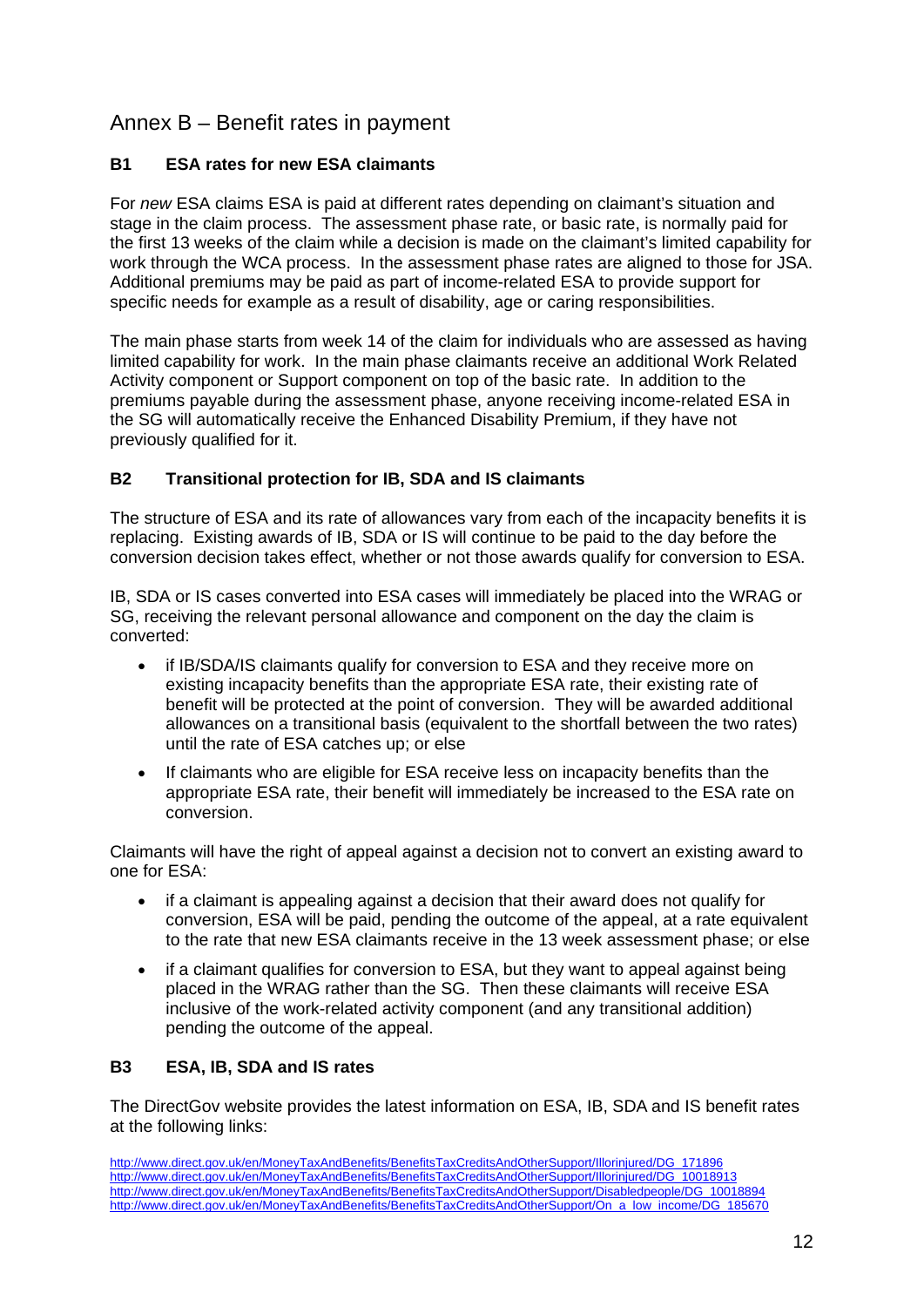## Annex B – Benefit rates in payment

### B1 ESA rates for new ESA claimants

For *new* ESA claims ESA is paid at different rates depending on claimant's situation and stage in the claim process. The assessment phase rate, or basic rate, is normally paid for the first 13 weeks of the claim while a decision is made on the claimant's limited capability for work through the WCA process. In the assessment phase rates are aligned to those for JSA. Additional premiums may be paid as part of income-related ESA to provide support for specific needs for example as a result of disability, age or caring responsibilities.

The main phase starts from week 14 of the claim for individuals who are assessed as having limited capability for work. In the main phase claimants receive an additional Work Related Activity component or Support component on top of the basic rate. In addition to the premiums payable during the assessment phase, anyone receiving income-related ESA in the SG will automatically receive the Enhanced Disability Premium, if they have not previously qualified for it.

### B2 Transitional protection for IB, SDA and IS claimants

The structure of ESA and its rate of allowances vary from each of the incapacity benefits it is replacing. Existing awards of IB, SDA or IS will continue to be paid to the day before the conversion decision takes effect, whether or not those awards qualify for conversion to ESA.

IB, SDA or IS cases converted into ESA cases will immediately be placed into the WRAG or SG, receiving the relevant personal allowance and component on the day the claim is converted:

- if IB/SDA/IS claimants qualify for conversion to ESA and they receive more on existing incapacity benefits than the appropriate ESA rate, their existing rate of benefit will be protected at the point of conversion. They will be awarded additional allowances on a transitional basis (equivalent to the shortfall between the two rates) until the rate of ESA catches up; or else
- If claimants who are eligible for ESA receive less on incapacity benefits than the appropriate ESA rate, their benefit will immediately be increased to the ESA rate on conversion.

Claimants will have the right of appeal against a decision not to convert an existing award to one for ESA:

- if a claimant is appealing against a decision that their award does not qualify for conversion, ESA will be paid, pending the outcome of the appeal, at a rate equivalent to the rate that new ESA claimants receive in the 13 week assessment phase; or else
- if a claimant qualifies for conversion to ESA, but they want to appeal against being placed in the WRAG rather than the SG. Then these claimants will receive ESA inclusive of the work-related activity component (and any transitional addition) pending the outcome of the appeal.

### B3 ESA, IB, SDA and IS rates

The DirectGov website provides the latest information on ESA, IB, SDA and IS benefit rates at the following links:

http://www.direct.gov.uk/en/MoneyTaxAndBenefits/BenefitsTaxCreditsAndOtherSupport/Illorinjured/DG_171896
http://www.direct.gov.uk/en/MoneyTaxAndBenefits/BenefitsTaxCreditsAndOtherSupport/Illorinjured/DG_10018913
http://www.direct.gov.uk/en/MoneyTaxAndBenefits/BenefitsTaxCreditsAndOtherSupport/Disabledpeople/DG_10018894
http://www.direct.gov.uk/en/MoneyTaxAndBenefits/BenefitsTaxCreditsAndOtherSupport/On_a_low_income/DG_185670